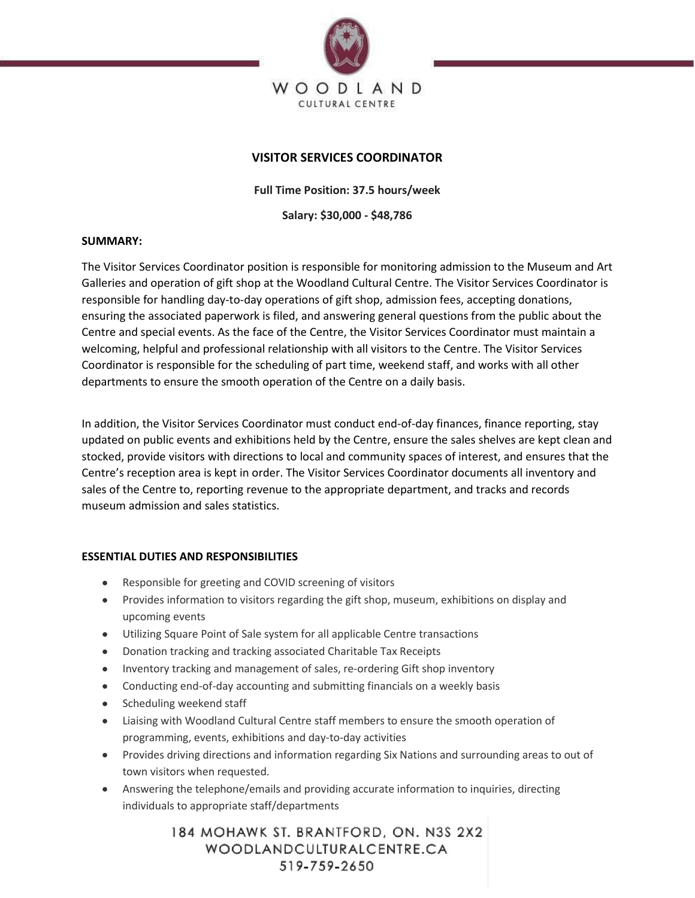# VISITOR SERVICES COORDINATOR

**Full Time Position: 37.5 hours/week**

**Salary: $30,000 - $48,786**

**SUMMARY:**

The Visitor Services Coordinator position is responsible for monitoring admission to the Museum and Art Galleries and operation of gift shop at the Woodland Cultural Centre. The Visitor Services Coordinator is responsible for handling day-to-day operations of gift shop, admission fees, accepting donations, ensuring the associated paperwork is filed, and answering general questions from the public about the Centre and special events. As the face of the Centre, the Visitor Services Coordinator must maintain a welcoming, helpful and professional relationship with all visitors to the Centre. The Visitor Services Coordinator is responsible for the scheduling of part time, weekend staff, and works with all other departments to ensure the smooth operation of the Centre on a daily basis.

In addition, the Visitor Services Coordinator must conduct end-of-day finances, finance reporting, stay updated on public events and exhibitions held by the Centre, ensure the sales shelves are kept clean and stocked, provide visitors with directions to local and community spaces of interest, and ensures that the Centre's reception area is kept in order. The Visitor Services Coordinator documents all inventory and sales of the Centre to, reporting revenue to the appropriate department, and tracks and records museum admission and sales statistics.

**ESSENTIAL DUTIES AND RESPONSIBILITIES**

- Responsible for greeting and COVID screening of visitors
- Provides information to visitors regarding the gift shop, museum, exhibitions on display and upcoming events
- Utilizing Square Point of Sale system for all applicable Centre transactions
- Donation tracking and tracking associated Charitable Tax Receipts
- Inventory tracking and management of sales, re-ordering Gift shop inventory
- Conducting end-of-day accounting and submitting financials on a weekly basis
- Scheduling weekend staff
- Liaising with Woodland Cultural Centre staff members to ensure the smooth operation of programming, events, exhibitions and day-to-day activities
- Provides driving directions and information regarding Six Nations and surrounding areas to out of town visitors when requested.
- Answering the telephone/emails and providing accurate information to inquiries, directing individuals to appropriate staff/departments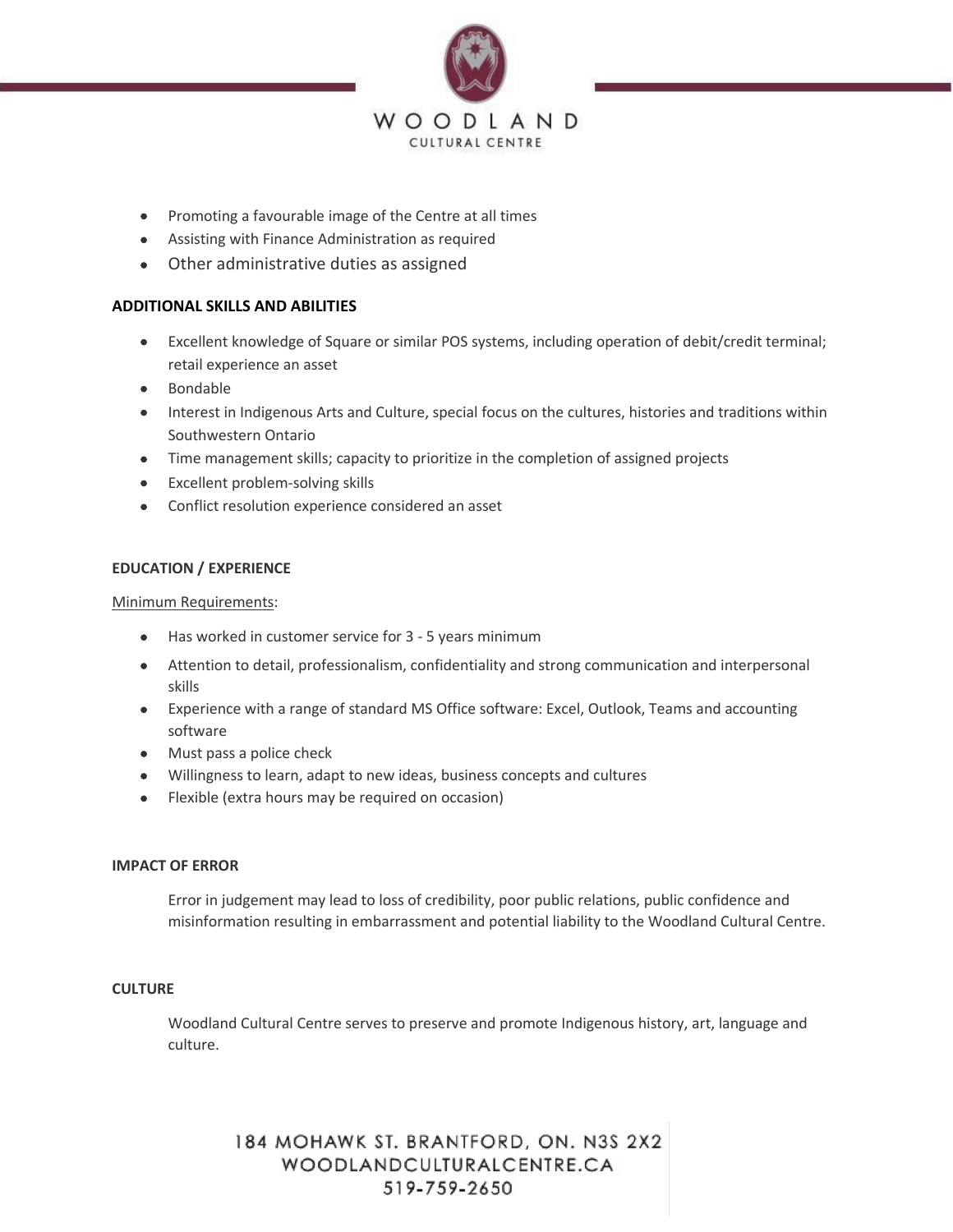- Promoting a favourable image of the Centre at all times
- Assisting with Finance Administration as required
- Other administrative duties as assigned

**ADDITIONAL SKILLS AND ABILITIES**

- Excellent knowledge of Square or similar POS systems, including operation of debit/credit terminal; retail experience an asset
- Bondable
- Interest in Indigenous Arts and Culture, special focus on the cultures, histories and traditions within Southwestern Ontario
- Time management skills; capacity to prioritize in the completion of assigned projects
- Excellent problem-solving skills
- Conflict resolution experience considered an asset

**EDUCATION / EXPERIENCE**

Minimum Requirements:

- Has worked in customer service for 3 - 5 years minimum
- Attention to detail, professionalism, confidentiality and strong communication and interpersonal skills
- Experience with a range of standard MS Office software: Excel, Outlook, Teams and accounting software
- Must pass a police check
- Willingness to learn, adapt to new ideas, business concepts and cultures
- Flexible (extra hours may be required on occasion)

**IMPACT OF ERROR**

Error in judgement may lead to loss of credibility, poor public relations, public confidence and misinformation resulting in embarrassment and potential liability to the Woodland Cultural Centre.

**CULTURE**

Woodland Cultural Centre serves to preserve and promote Indigenous history, art, language and culture.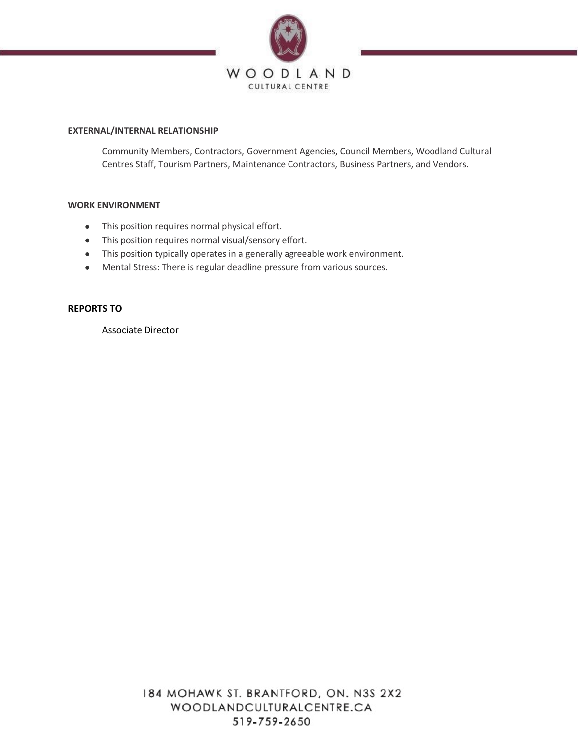**EXTERNAL/INTERNAL RELATIONSHIP**

Community Members, Contractors, Government Agencies, Council Members, Woodland Cultural Centres Staff, Tourism Partners, Maintenance Contractors, Business Partners, and Vendors.

**WORK ENVIRONMENT**

- This position requires normal physical effort.
- This position requires normal visual/sensory effort.
- This position typically operates in a generally agreeable work environment.
- Mental Stress: There is regular deadline pressure from various sources.

**REPORTS TO**

Associate Director